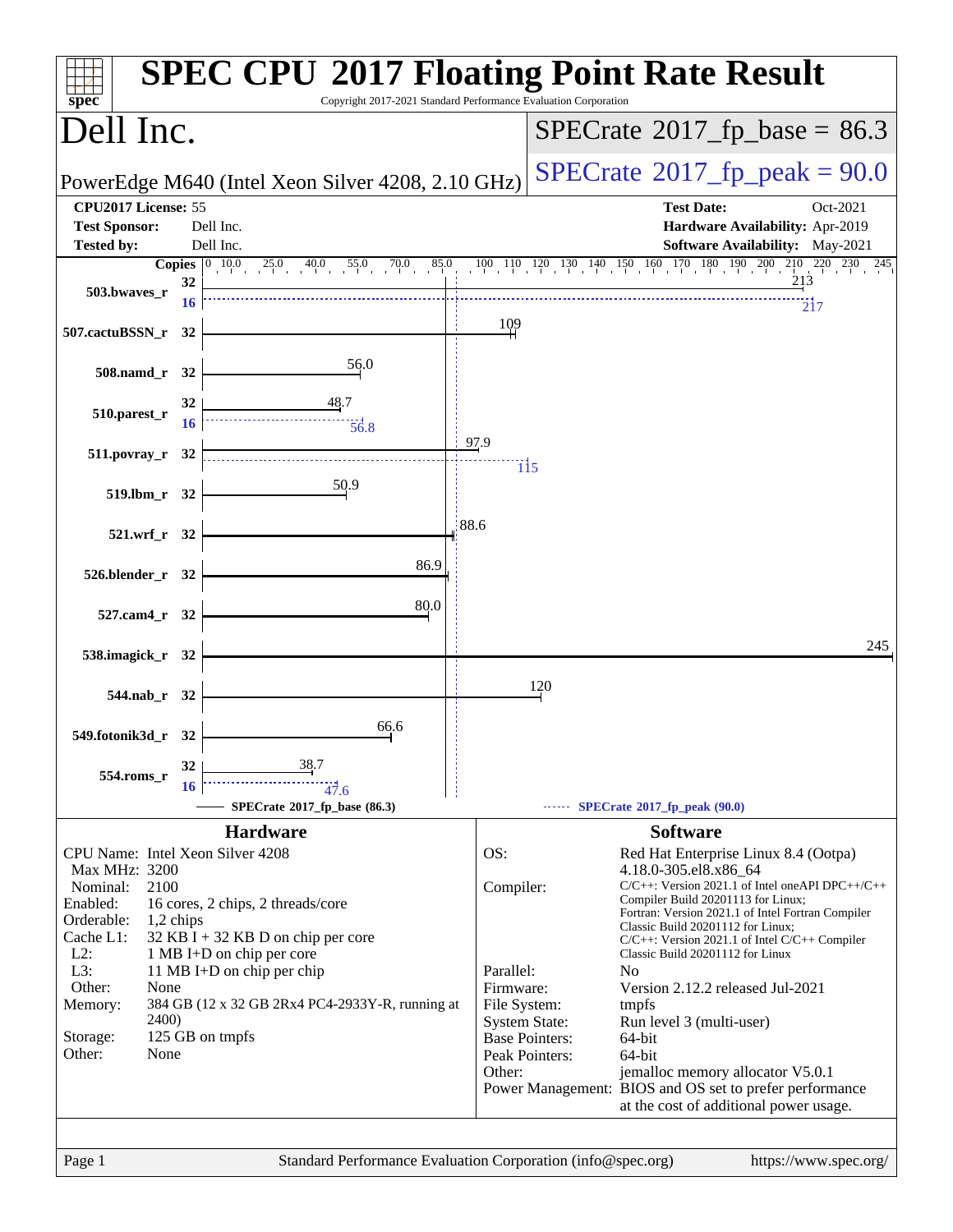# SPEC CPU 2017 Floating Point Rate Result

Copyright 2017-2021 Standard Performance Evaluation Corporation

## Dell Inc.

PowerEdge M640 (Intel Xeon Silver 4208, 2.10 GHz)

**SPECrate 2017_fp_base = 86.3**

**SPECrate 2017_fp_peak = 90.0**

| | | | |
|---|---|---|---|
| **CPU2017 License:** | 55 | **Test Date:** | Oct-2021 |
| **Test Sponsor:** | Dell Inc. | **Hardware Availability:** | Apr-2019 |
| **Tested by:** | Dell Inc. | **Software Availability:** | May-2021 |

| Benchmark | Copies (base) | Base | Copies (peak) | Peak |
|---|---|---|---|---|
| 503.bwaves_r | 32 | 213 | 16 | 217 |
| 507.cactuBSSN_r | 32 | 109 | | |
| 508.namd_r | 32 | 56.0 | | |
| 510.parest_r | 32 | 48.7 | 16 | 56.8 |
| 511.povray_r | 32 | 97.9 | | 115 |
| 519.lbm_r | 32 | 50.9 | | |
| 521.wrf_r | 32 | 88.6 | | |
| 526.blender_r | 32 | 86.9 | | |
| 527.cam4_r | 32 | 80.0 | | |
| 538.imagick_r | 32 | 245 | | |
| 544.nab_r | 32 | 120 | | |
| 549.fotonik3d_r | 32 | 66.6 | | |
| 554.roms_r | 32 | 38.7 | 16 | 47.6 |

SPECrate 2017_fp_base (86.3) — SPECrate 2017_fp_peak (90.0)

### Hardware

| | |
|---|---|
| CPU Name: | Intel Xeon Silver 4208 |
| Max MHz: | 3200 |
| Nominal: | 2100 |
| Enabled: | 16 cores, 2 chips, 2 threads/core |
| Orderable: | 1,2 chips |
| Cache L1: | 32 KB I + 32 KB D on chip per core |
| L2: | 1 MB I+D on chip per core |
| L3: | 11 MB I+D on chip per chip |
| Other: | None |
| Memory: | 384 GB (12 x 32 GB 2Rx4 PC4-2933Y-R, running at 2400) |
| Storage: | 125 GB on tmpfs |
| Other: | None |

### Software

| | |
|---|---|
| OS: | Red Hat Enterprise Linux 8.4 (Ootpa) 4.18.0-305.el8.x86_64 |
| Compiler: | C/C++: Version 2021.1 of Intel oneAPI DPC++/C++ Compiler Build 20201113 for Linux; Fortran: Version 2021.1 of Intel Fortran Compiler Classic Build 20201112 for Linux; C/C++: Version 2021.1 of Intel C/C++ Compiler Classic Build 20201112 for Linux |
| Parallel: | No |
| Firmware: | Version 2.12.2 released Jul-2021 |
| File System: | tmpfs |
| System State: | Run level 3 (multi-user) |
| Base Pointers: | 64-bit |
| Peak Pointers: | 64-bit |
| Other: | jemalloc memory allocator V5.0.1 |
| Power Management: | BIOS and OS set to prefer performance at the cost of additional power usage. |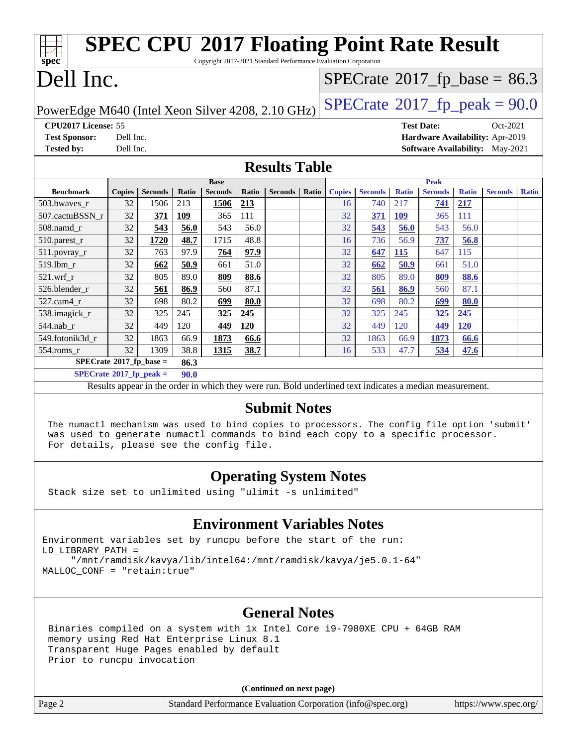# SPEC CPU 2017 Floating Point Rate Result

Copyright 2017-2021 Standard Performance Evaluation Corporation

# Dell Inc.

PowerEdge M640 (Intel Xeon Silver 4208, 2.10 GHz)

SPECrate 2017_fp_base = 86.3

SPECrate 2017_fp_peak = 90.0

**CPU2017 License:** 55
**Test Sponsor:** Dell Inc.
**Tested by:** Dell Inc.

**Test Date:** Oct-2021
**Hardware Availability:** Apr-2019
**Software Availability:** May-2021

## Results Table

| Benchmark | Base | | | | | | | | Peak | | | | | | |
|---|---|---|---|---|---|---|---|---|---|---|---|---|---|---|---|
| | Copies | Seconds | Ratio | Seconds | Ratio | Seconds | Ratio | Copies | Seconds | Ratio | Seconds | Ratio | Seconds | Ratio |
| 503.bwaves_r | 32 | 1506 | 213 | **1506** | **213** | | | 16 | 740 | 217 | **741** | **217** | | |
| 507.cactuBSSN_r | 32 | **371** | **109** | 365 | 111 | | | 32 | **371** | **109** | 365 | 111 | | |
| 508.namd_r | 32 | **543** | **56.0** | 543 | 56.0 | | | 32 | **543** | **56.0** | 543 | 56.0 | | |
| 510.parest_r | 32 | **1720** | **48.7** | 1715 | 48.8 | | | 16 | 736 | 56.9 | **737** | **56.8** | | |
| 511.povray_r | 32 | 763 | 97.9 | **764** | **97.9** | | | 32 | **647** | **115** | 647 | 115 | | |
| 519.lbm_r | 32 | **662** | **50.9** | 661 | 51.0 | | | 32 | **662** | **50.9** | 661 | 51.0 | | |
| 521.wrf_r | 32 | 805 | 89.0 | **809** | **88.6** | | | 32 | 805 | 89.0 | **809** | **88.6** | | |
| 526.blender_r | 32 | **561** | **86.9** | 560 | 87.1 | | | 32 | **561** | **86.9** | 560 | 87.1 | | |
| 527.cam4_r | 32 | 698 | 80.2 | **699** | **80.0** | | | 32 | 698 | 80.2 | **699** | **80.0** | | |
| 538.imagick_r | 32 | 325 | 245 | **325** | **245** | | | 32 | 325 | 245 | **325** | **245** | | |
| 544.nab_r | 32 | 449 | 120 | **449** | **120** | | | 32 | 449 | 120 | **449** | **120** | | |
| 549.fotonik3d_r | 32 | 1863 | 66.9 | **1873** | **66.6** | | | 32 | 1863 | 66.9 | **1873** | **66.6** | | |
| 554.roms_r | 32 | 1309 | 38.8 | **1315** | **38.7** | | | 16 | 533 | 47.7 | **534** | **47.6** | | |

**SPECrate 2017_fp_base = 86.3**

**SPECrate 2017_fp_peak = 90.0**

Results appear in the order in which they were run. Bold underlined text indicates a median measurement.

## Submit Notes

```
The numactl mechanism was used to bind copies to processors. The config file option 'submit'
was used to generate numactl commands to bind each copy to a specific processor.
For details, please see the config file.
```

## Operating System Notes

```
Stack size set to unlimited using "ulimit -s unlimited"
```

## Environment Variables Notes

```
Environment variables set by runcpu before the start of the run:
LD_LIBRARY_PATH =
     "/mnt/ramdisk/kavya/lib/intel64:/mnt/ramdisk/kavya/je5.0.1-64"
MALLOC_CONF = "retain:true"
```

## General Notes

```
Binaries compiled on a system with 1x Intel Core i9-7980XE CPU + 64GB RAM
memory using Red Hat Enterprise Linux 8.1
Transparent Huge Pages enabled by default
Prior to runcpu invocation
```

**(Continued on next page)**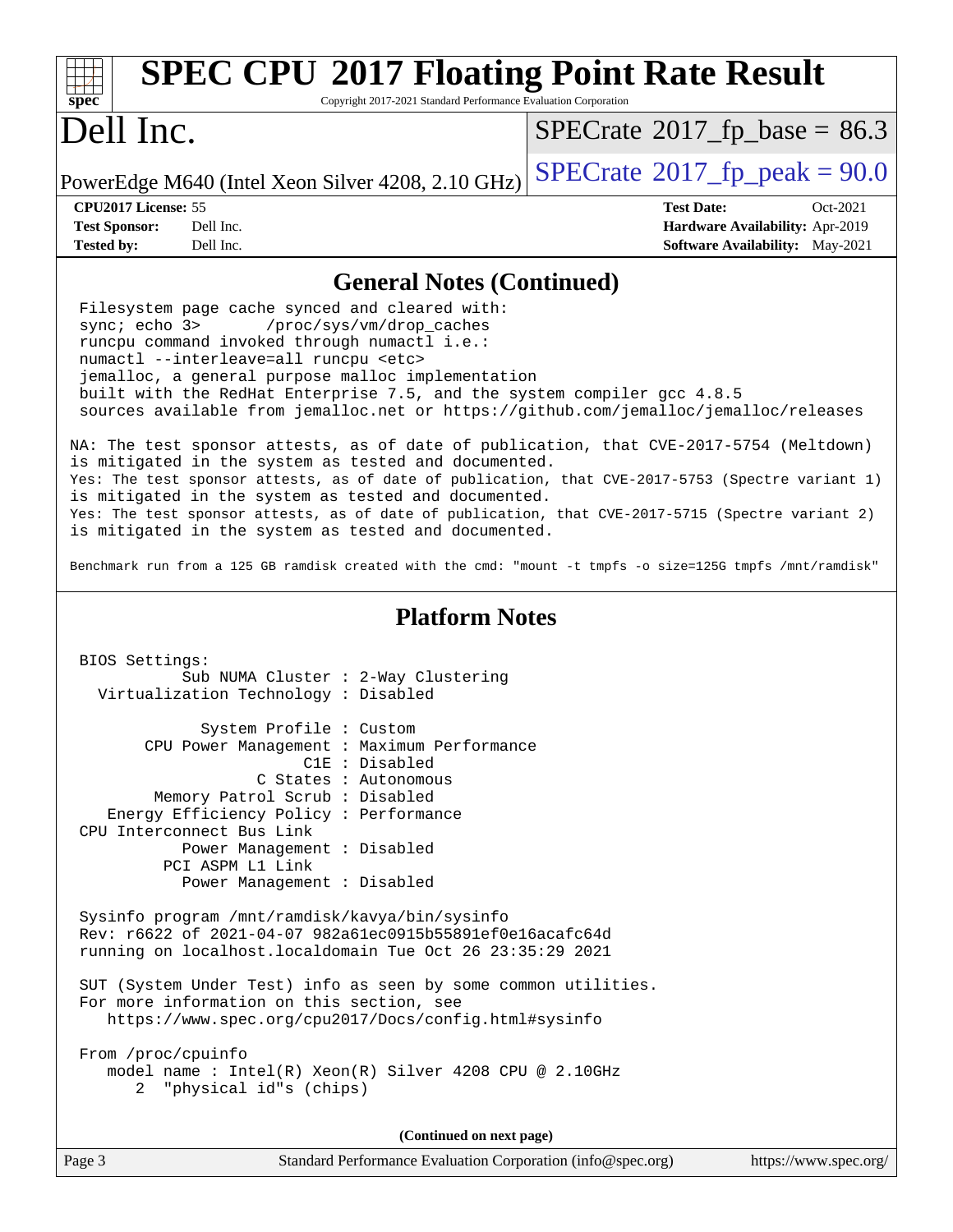# SPEC CPU 2017 Floating Point Rate Result

Copyright 2017-2021 Standard Performance Evaluation Corporation

## Dell Inc.

PowerEdge M640 (Intel Xeon Silver 4208, 2.10 GHz)

SPECrate 2017_fp_base = 86.3

SPECrate 2017_fp_peak = 90.0

| | | | |
|---|---|---|---|
| **CPU2017 License:** | 55 | **Test Date:** | Oct-2021 |
| **Test Sponsor:** | Dell Inc. | **Hardware Availability:** | Apr-2019 |
| **Tested by:** | Dell Inc. | **Software Availability:** | May-2021 |

## General Notes (Continued)

```
Filesystem page cache synced and cleared with:
sync; echo 3>       /proc/sys/vm/drop_caches
runcpu command invoked through numactl i.e.:
numactl --interleave=all runcpu <etc>
jemalloc, a general purpose malloc implementation
built with the RedHat Enterprise 7.5, and the system compiler gcc 4.8.5
sources available from jemalloc.net or https://github.com/jemalloc/jemalloc/releases
```

NA: The test sponsor attests, as of date of publication, that CVE-2017-5754 (Meltdown) is mitigated in the system as tested and documented.
Yes: The test sponsor attests, as of date of publication, that CVE-2017-5753 (Spectre variant 1) is mitigated in the system as tested and documented.
Yes: The test sponsor attests, as of date of publication, that CVE-2017-5715 (Spectre variant 2) is mitigated in the system as tested and documented.

Benchmark run from a 125 GB ramdisk created with the cmd: "mount -t tmpfs -o size=125G tmpfs /mnt/ramdisk"

## Platform Notes

```
BIOS Settings:
          Sub NUMA Cluster : 2-Way Clustering
  Virtualization Technology : Disabled

             System Profile : Custom
       CPU Power Management : Maximum Performance
                        C1E : Disabled
                   C States : Autonomous
        Memory Patrol Scrub : Disabled
   Energy Efficiency Policy : Performance
CPU Interconnect Bus Link
          Power Management : Disabled
        PCI ASPM L1 Link
          Power Management : Disabled

Sysinfo program /mnt/ramdisk/kavya/bin/sysinfo
Rev: r6622 of 2021-04-07 982a61ec0915b55891ef0e16acafc64d
running on localhost.localdomain Tue Oct 26 23:35:29 2021

SUT (System Under Test) info as seen by some common utilities.
For more information on this section, see
   https://www.spec.org/cpu2017/Docs/config.html#sysinfo

From /proc/cpuinfo
   model name : Intel(R) Xeon(R) Silver 4208 CPU @ 2.10GHz
      2  "physical id"s (chips)
```

(Continued on next page)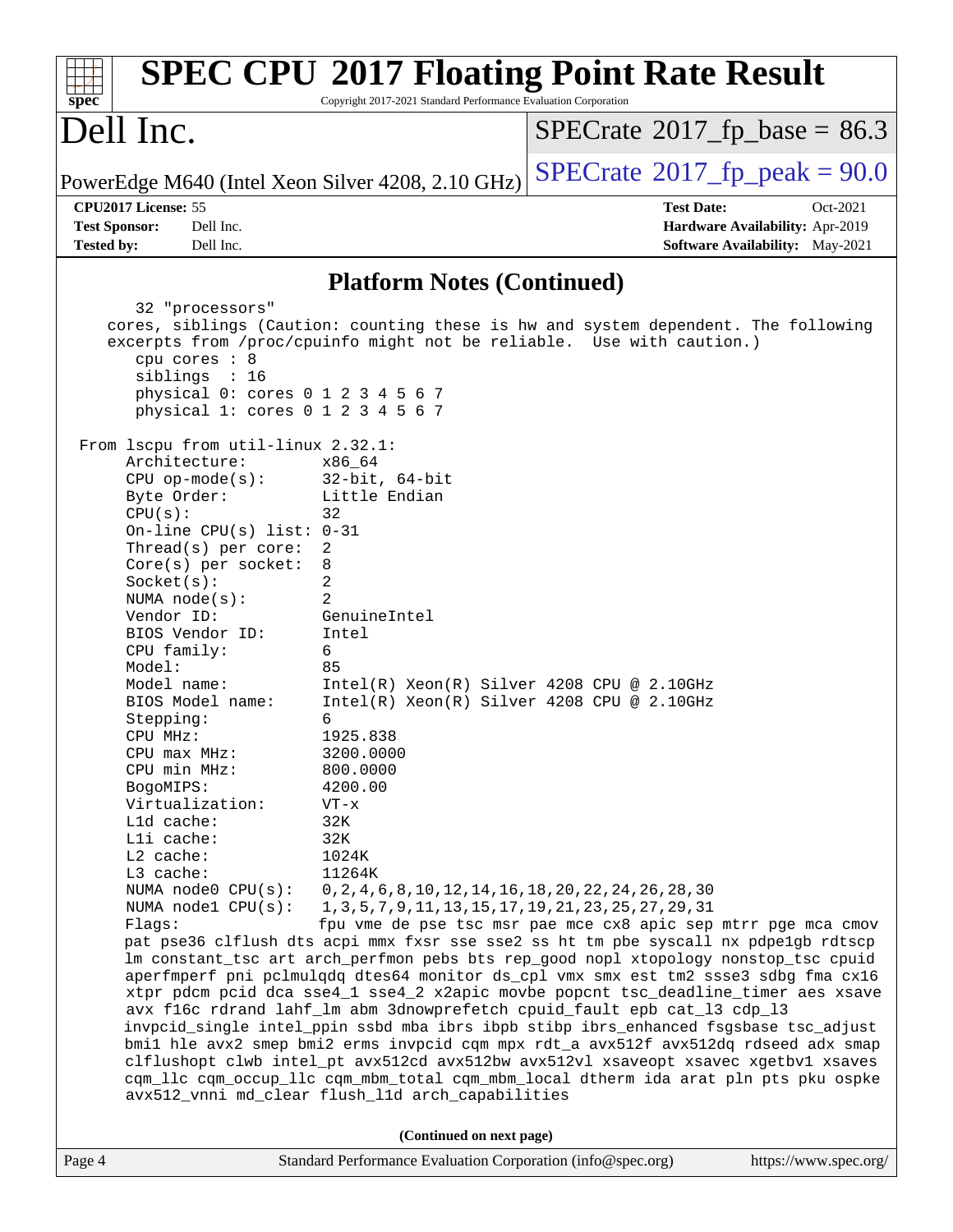## Platform Notes (Continued)

```
      32 "processors"
    cores, siblings (Caution: counting these is hw and system dependent. The following
    excerpts from /proc/cpuinfo might not be reliable.  Use with caution.)
       cpu cores : 8
       siblings  : 16
       physical 0: cores 0 1 2 3 4 5 6 7
       physical 1: cores 0 1 2 3 4 5 6 7

 From lscpu from util-linux 2.32.1:
      Architecture:        x86_64
      CPU op-mode(s):      32-bit, 64-bit
      Byte Order:          Little Endian
      CPU(s):              32
      On-line CPU(s) list: 0-31
      Thread(s) per core:  2
      Core(s) per socket:  8
      Socket(s):           2
      NUMA node(s):        2
      Vendor ID:           GenuineIntel
      BIOS Vendor ID:      Intel
      CPU family:          6
      Model:               85
      Model name:          Intel(R) Xeon(R) Silver 4208 CPU @ 2.10GHz
      BIOS Model name:     Intel(R) Xeon(R) Silver 4208 CPU @ 2.10GHz
      Stepping:            6
      CPU MHz:             1925.838
      CPU max MHz:         3200.0000
      CPU min MHz:         800.0000
      BogoMIPS:            4200.00
      Virtualization:      VT-x
      L1d cache:           32K
      L1i cache:           32K
      L2 cache:            1024K
      L3 cache:            11264K
      NUMA node0 CPU(s):   0,2,4,6,8,10,12,14,16,18,20,22,24,26,28,30
      NUMA node1 CPU(s):   1,3,5,7,9,11,13,15,17,19,21,23,25,27,29,31
      Flags:               fpu vme de pse tsc msr pae mce cx8 apic sep mtrr pge mca cmov
      pat pse36 clflush dts acpi mmx fxsr sse sse2 ss ht tm pbe syscall nx pdpe1gb rdtscp
      lm constant_tsc art arch_perfmon pebs bts rep_good nopl xtopology nonstop_tsc cpuid
      aperfmperf pni pclmulqdq dtes64 monitor ds_cpl vmx smx est tm2 ssse3 sdbg fma cx16
      xtpr pdcm pcid dca sse4_1 sse4_2 x2apic movbe popcnt tsc_deadline_timer aes xsave
      avx f16c rdrand lahf_lm abm 3dnowprefetch cpuid_fault epb cat_l3 cdp_l3
      invpcid_single intel_ppin ssbd mba ibrs ibpb stibp ibrs_enhanced fsgsbase tsc_adjust
      bmi1 hle avx2 smep bmi2 erms invpcid cqm mpx rdt_a avx512f avx512dq rdseed adx smap
      clflushopt clwb intel_pt avx512cd avx512bw avx512vl xsaveopt xsavec xgetbv1 xsaves
      cqm_llc cqm_occup_llc cqm_mbm_total cqm_mbm_local dtherm ida arat pln pts pku ospke
      avx512_vnni md_clear flush_l1d arch_capabilities
```

(Continued on next page)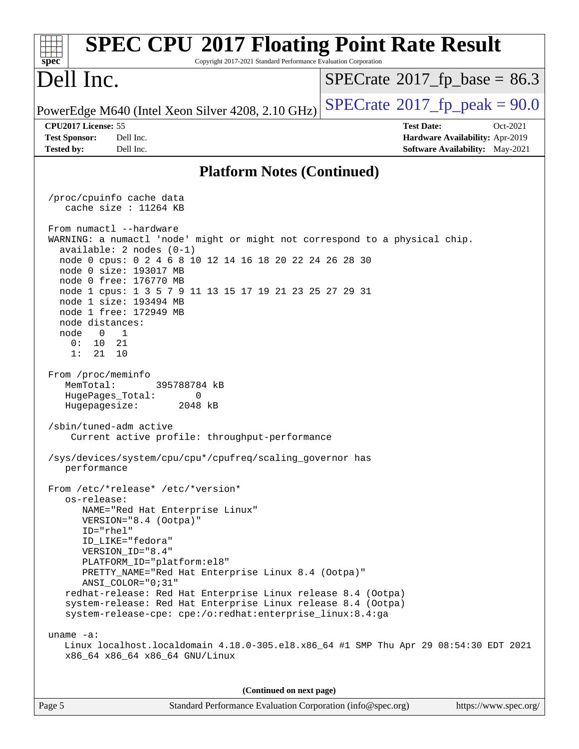## Platform Notes (Continued)

```
/proc/cpuinfo cache data
   cache size : 11264 KB

From numactl --hardware
WARNING: a numactl 'node' might or might not correspond to a physical chip.
  available: 2 nodes (0-1)
  node 0 cpus: 0 2 4 6 8 10 12 14 16 18 20 22 24 26 28 30
  node 0 size: 193017 MB
  node 0 free: 176770 MB
  node 1 cpus: 1 3 5 7 9 11 13 15 17 19 21 23 25 27 29 31
  node 1 size: 193494 MB
  node 1 free: 172949 MB
  node distances:
  node   0   1
    0:  10  21
    1:  21  10

From /proc/meminfo
   MemTotal:       395788784 kB
   HugePages_Total:       0
   Hugepagesize:       2048 kB

/sbin/tuned-adm active
    Current active profile: throughput-performance

/sys/devices/system/cpu/cpu*/cpufreq/scaling_governor has
   performance

From /etc/*release* /etc/*version*
   os-release:
      NAME="Red Hat Enterprise Linux"
      VERSION="8.4 (Ootpa)"
      ID="rhel"
      ID_LIKE="fedora"
      VERSION_ID="8.4"
      PLATFORM_ID="platform:el8"
      PRETTY_NAME="Red Hat Enterprise Linux 8.4 (Ootpa)"
      ANSI_COLOR="0;31"
   redhat-release: Red Hat Enterprise Linux release 8.4 (Ootpa)
   system-release: Red Hat Enterprise Linux release 8.4 (Ootpa)
   system-release-cpe: cpe:/o:redhat:enterprise_linux:8.4:ga

uname -a:
   Linux localhost.localdomain 4.18.0-305.el8.x86_64 #1 SMP Thu Apr 29 08:54:30 EDT 2021
   x86_64 x86_64 x86_64 GNU/Linux
```

**(Continued on next page)**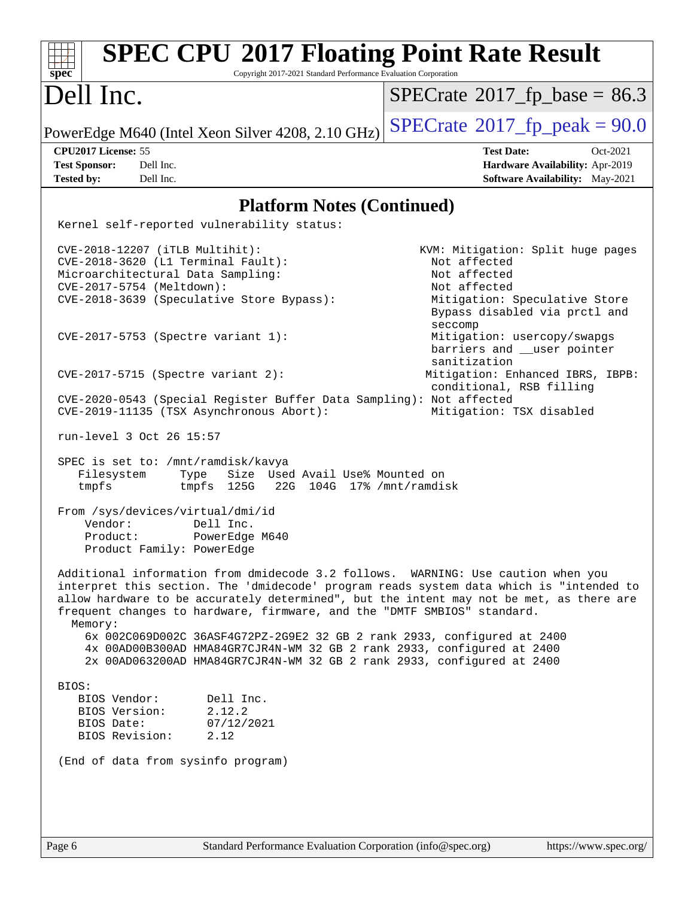# SPEC CPU 2017 Floating Point Rate Result

Copyright 2017-2021 Standard Performance Evaluation Corporation

## Dell Inc.

PowerEdge M640 (Intel Xeon Silver 4208, 2.10 GHz)

SPECrate 2017_fp_base = 86.3

SPECrate 2017_fp_peak = 90.0

**CPU2017 License:** 55
**Test Sponsor:** Dell Inc.
**Tested by:** Dell Inc.

**Test Date:** Oct-2021
**Hardware Availability:** Apr-2019
**Software Availability:** May-2021

## Platform Notes (Continued)

```
Kernel self-reported vulnerability status:

CVE-2018-12207 (iTLB Multihit):                              KVM: Mitigation: Split huge pages
CVE-2018-3620 (L1 Terminal Fault):                           Not affected
Microarchitectural Data Sampling:                            Not affected
CVE-2017-5754 (Meltdown):                                    Not affected
CVE-2018-3639 (Speculative Store Bypass):                    Mitigation: Speculative Store
                                                             Bypass disabled via prctl and
                                                             seccomp
CVE-2017-5753 (Spectre variant 1):                           Mitigation: usercopy/swapgs
                                                             barriers and __user pointer
                                                             sanitization
CVE-2017-5715 (Spectre variant 2):                           Mitigation: Enhanced IBRS, IBPB:
                                                             conditional, RSB filling
CVE-2020-0543 (Special Register Buffer Data Sampling): Not affected
CVE-2019-11135 (TSX Asynchronous Abort):                     Mitigation: TSX disabled

run-level 3 Oct 26 15:57

SPEC is set to: /mnt/ramdisk/kavya
   Filesystem     Type   Size  Used Avail Use% Mounted on
   tmpfs          tmpfs  125G   22G  104G  17% /mnt/ramdisk

From /sys/devices/virtual/dmi/id
    Vendor:         Dell Inc.
    Product:        PowerEdge M640
    Product Family: PowerEdge

Additional information from dmidecode 3.2 follows.  WARNING: Use caution when you
interpret this section. The 'dmidecode' program reads system data which is "intended to
allow hardware to be accurately determined", but the intent may not be met, as there are
frequent changes to hardware, firmware, and the "DMTF SMBIOS" standard.
  Memory:
    6x 002C069D002C 36ASF4G72PZ-2G9E2 32 GB 2 rank 2933, configured at 2400
    4x 00AD00B300AD HMA84GR7CJR4N-WM 32 GB 2 rank 2933, configured at 2400
    2x 00AD063200AD HMA84GR7CJR4N-WM 32 GB 2 rank 2933, configured at 2400

BIOS:
   BIOS Vendor:       Dell Inc.
   BIOS Version:      2.12.2
   BIOS Date:         07/12/2021
   BIOS Revision:     2.12

(End of data from sysinfo program)
```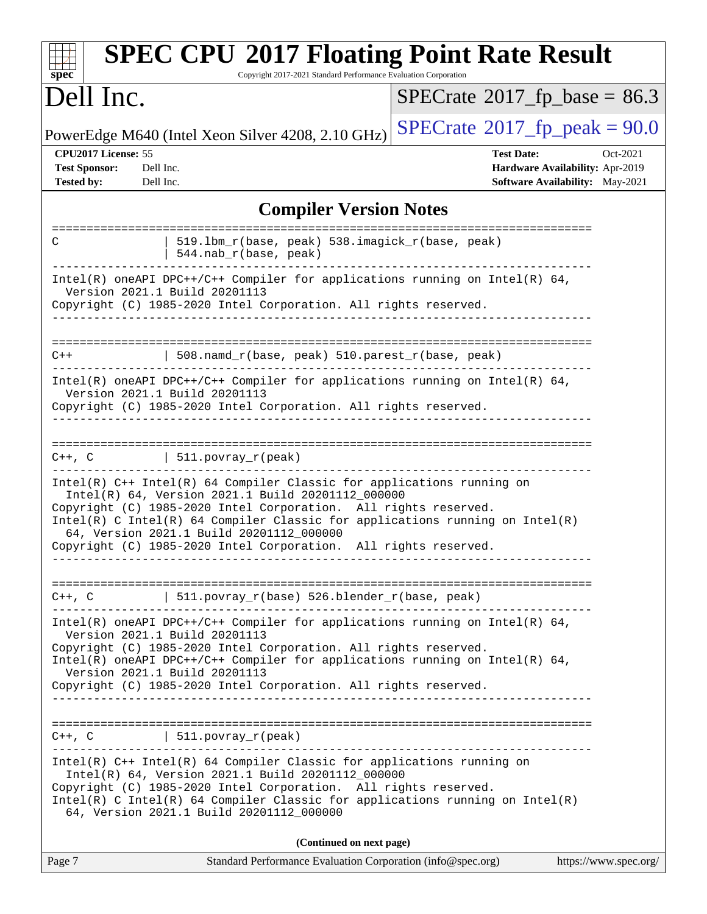# SPEC CPU 2017 Floating Point Rate Result

Copyright 2017-2021 Standard Performance Evaluation Corporation

## Dell Inc.

PowerEdge M640 (Intel Xeon Silver 4208, 2.10 GHz)

SPECrate 2017_fp_base = 86.3

SPECrate 2017_fp_peak = 90.0

| | | | |
|---|---|---|---|
| **CPU2017 License:** | 55 | **Test Date:** | Oct-2021 |
| **Test Sponsor:** | Dell Inc. | **Hardware Availability:** | Apr-2019 |
| **Tested by:** | Dell Inc. | **Software Availability:** | May-2021 |

### Compiler Version Notes

```
==============================================================================
C               | 519.lbm_r(base, peak) 538.imagick_r(base, peak)
                | 544.nab_r(base, peak)
------------------------------------------------------------------------------
Intel(R) oneAPI DPC++/C++ Compiler for applications running on Intel(R) 64,
  Version 2021.1 Build 20201113
Copyright (C) 1985-2020 Intel Corporation. All rights reserved.
------------------------------------------------------------------------------

==============================================================================
C++             | 508.namd_r(base, peak) 510.parest_r(base, peak)
------------------------------------------------------------------------------
Intel(R) oneAPI DPC++/C++ Compiler for applications running on Intel(R) 64,
  Version 2021.1 Build 20201113
Copyright (C) 1985-2020 Intel Corporation. All rights reserved.
------------------------------------------------------------------------------

==============================================================================
C++, C          | 511.povray_r(peak)
------------------------------------------------------------------------------
Intel(R) C++ Intel(R) 64 Compiler Classic for applications running on
  Intel(R) 64, Version 2021.1 Build 20201112_000000
Copyright (C) 1985-2020 Intel Corporation.  All rights reserved.
Intel(R) C Intel(R) 64 Compiler Classic for applications running on Intel(R)
  64, Version 2021.1 Build 20201112_000000
Copyright (C) 1985-2020 Intel Corporation.  All rights reserved.
------------------------------------------------------------------------------

==============================================================================
C++, C          | 511.povray_r(base) 526.blender_r(base, peak)
------------------------------------------------------------------------------
Intel(R) oneAPI DPC++/C++ Compiler for applications running on Intel(R) 64,
  Version 2021.1 Build 20201113
Copyright (C) 1985-2020 Intel Corporation. All rights reserved.
Intel(R) oneAPI DPC++/C++ Compiler for applications running on Intel(R) 64,
  Version 2021.1 Build 20201113
Copyright (C) 1985-2020 Intel Corporation. All rights reserved.
------------------------------------------------------------------------------

==============================================================================
C++, C          | 511.povray_r(peak)
------------------------------------------------------------------------------
Intel(R) C++ Intel(R) 64 Compiler Classic for applications running on
  Intel(R) 64, Version 2021.1 Build 20201112_000000
Copyright (C) 1985-2020 Intel Corporation.  All rights reserved.
Intel(R) C Intel(R) 64 Compiler Classic for applications running on Intel(R)
  64, Version 2021.1 Build 20201112_000000
```

**(Continued on next page)**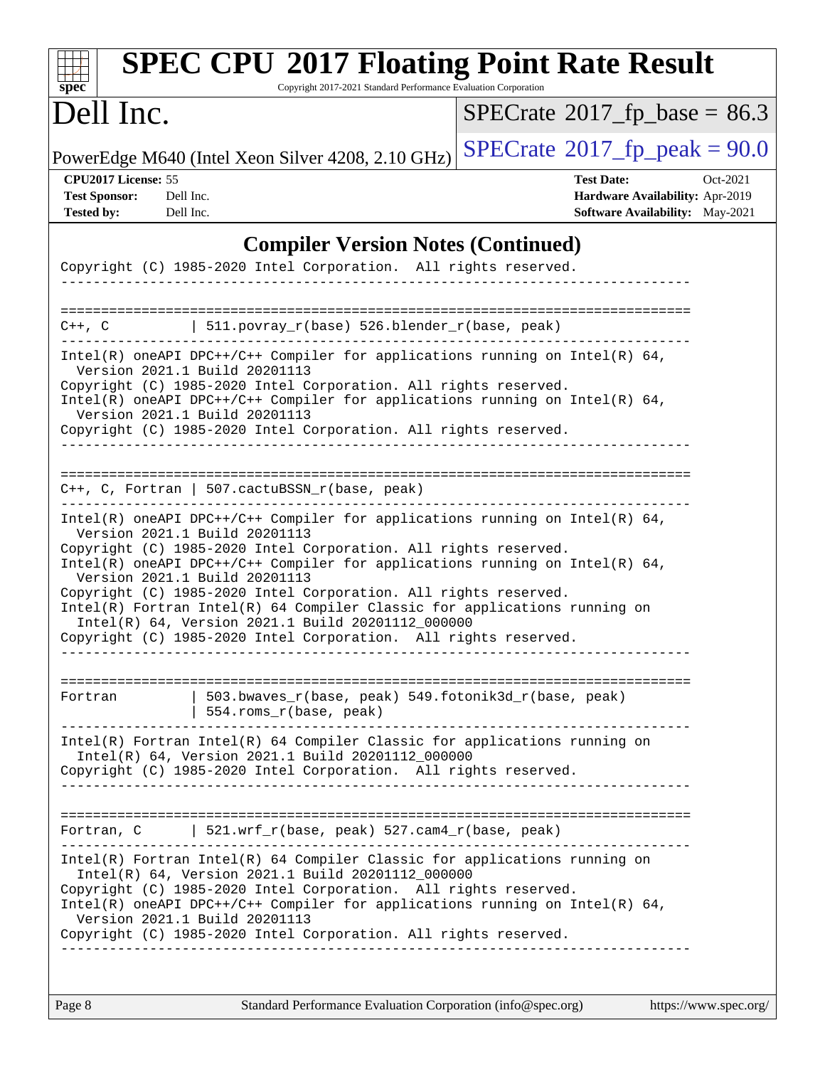## Compiler Version Notes (Continued)

```
Copyright (C) 1985-2020 Intel Corporation.  All rights reserved.
------------------------------------------------------------------------------

==============================================================================
C++, C          | 511.povray_r(base) 526.blender_r(base, peak)
------------------------------------------------------------------------------
Intel(R) oneAPI DPC++/C++ Compiler for applications running on Intel(R) 64,
  Version 2021.1 Build 20201113
Copyright (C) 1985-2020 Intel Corporation. All rights reserved.
Intel(R) oneAPI DPC++/C++ Compiler for applications running on Intel(R) 64,
  Version 2021.1 Build 20201113
Copyright (C) 1985-2020 Intel Corporation. All rights reserved.
------------------------------------------------------------------------------

==============================================================================
C++, C, Fortran | 507.cactuBSSN_r(base, peak)
------------------------------------------------------------------------------
Intel(R) oneAPI DPC++/C++ Compiler for applications running on Intel(R) 64,
  Version 2021.1 Build 20201113
Copyright (C) 1985-2020 Intel Corporation. All rights reserved.
Intel(R) oneAPI DPC++/C++ Compiler for applications running on Intel(R) 64,
  Version 2021.1 Build 20201113
Copyright (C) 1985-2020 Intel Corporation. All rights reserved.
Intel(R) Fortran Intel(R) 64 Compiler Classic for applications running on
  Intel(R) 64, Version 2021.1 Build 20201112_000000
Copyright (C) 1985-2020 Intel Corporation.  All rights reserved.
------------------------------------------------------------------------------

==============================================================================
Fortran         | 503.bwaves_r(base, peak) 549.fotonik3d_r(base, peak)
                | 554.roms_r(base, peak)
------------------------------------------------------------------------------
Intel(R) Fortran Intel(R) 64 Compiler Classic for applications running on
  Intel(R) 64, Version 2021.1 Build 20201112_000000
Copyright (C) 1985-2020 Intel Corporation.  All rights reserved.
------------------------------------------------------------------------------

==============================================================================
Fortran, C      | 521.wrf_r(base, peak) 527.cam4_r(base, peak)
------------------------------------------------------------------------------
Intel(R) Fortran Intel(R) 64 Compiler Classic for applications running on
  Intel(R) 64, Version 2021.1 Build 20201112_000000
Copyright (C) 1985-2020 Intel Corporation.  All rights reserved.
Intel(R) oneAPI DPC++/C++ Compiler for applications running on Intel(R) 64,
  Version 2021.1 Build 20201113
Copyright (C) 1985-2020 Intel Corporation. All rights reserved.
------------------------------------------------------------------------------
```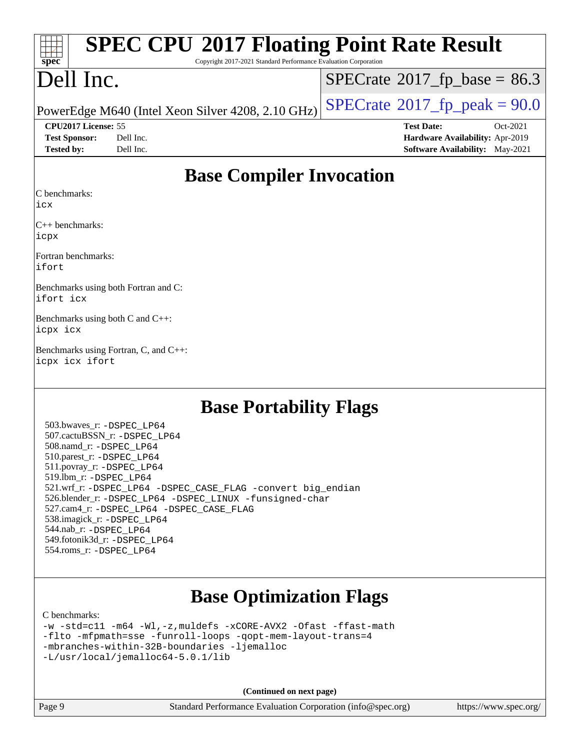# Base Compiler Invocation

C benchmarks:
icx

C++ benchmarks:
icpx

Fortran benchmarks:
ifort

Benchmarks using both Fortran and C:
ifort icx

Benchmarks using both C and C++:
icpx icx

Benchmarks using Fortran, C, and C++:
icpx icx ifort

# Base Portability Flags

503.bwaves_r: -DSPEC_LP64
507.cactuBSSN_r: -DSPEC_LP64
508.namd_r: -DSPEC_LP64
510.parest_r: -DSPEC_LP64
511.povray_r: -DSPEC_LP64
519.lbm_r: -DSPEC_LP64
521.wrf_r: -DSPEC_LP64 -DSPEC_CASE_FLAG -convert big_endian
526.blender_r: -DSPEC_LP64 -DSPEC_LINUX -funsigned-char
527.cam4_r: -DSPEC_LP64 -DSPEC_CASE_FLAG
538.imagick_r: -DSPEC_LP64
544.nab_r: -DSPEC_LP64
549.fotonik3d_r: -DSPEC_LP64
554.roms_r: -DSPEC_LP64

# Base Optimization Flags

C benchmarks:
-w -std=c11 -m64 -Wl,-z,muldefs -xCORE-AVX2 -Ofast -ffast-math
-flto -mfpmath=sse -funroll-loops -qopt-mem-layout-trans=4
-mbranches-within-32B-boundaries -ljemalloc
-L/usr/local/jemalloc64-5.0.1/lib

**(Continued on next page)**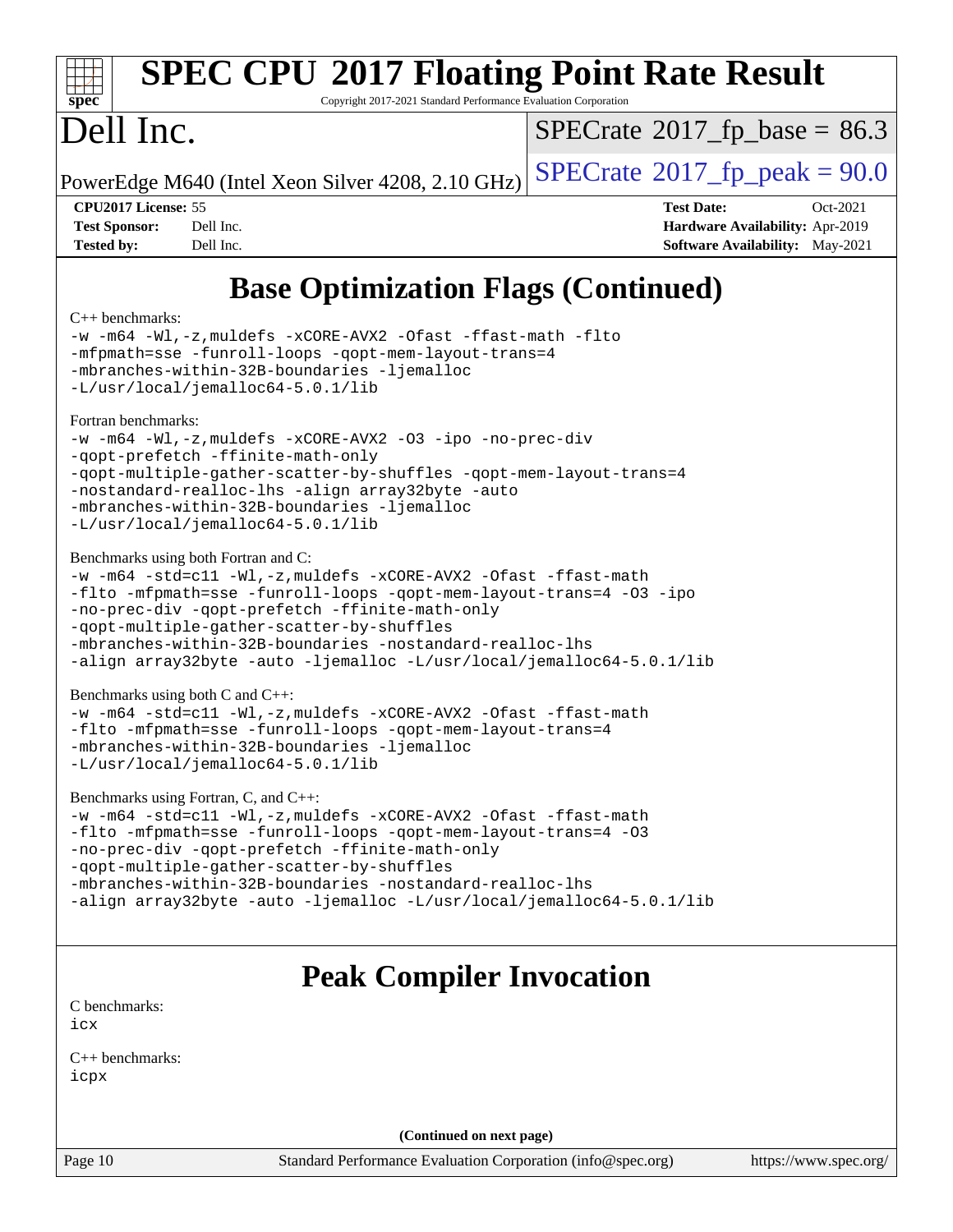## Base Optimization Flags (Continued)

C++ benchmarks:

```
-w -m64 -Wl,-z,muldefs -xCORE-AVX2 -Ofast -ffast-math -flto
-mfpmath=sse -funroll-loops -qopt-mem-layout-trans=4
-mbranches-within-32B-boundaries -ljemalloc
-L/usr/local/jemalloc64-5.0.1/lib
```

Fortran benchmarks:

```
-w -m64 -Wl,-z,muldefs -xCORE-AVX2 -O3 -ipo -no-prec-div
-qopt-prefetch -ffinite-math-only
-qopt-multiple-gather-scatter-by-shuffles -qopt-mem-layout-trans=4
-nostandard-realloc-lhs -align array32byte -auto
-mbranches-within-32B-boundaries -ljemalloc
-L/usr/local/jemalloc64-5.0.1/lib
```

Benchmarks using both Fortran and C:

```
-w -m64 -std=c11 -Wl,-z,muldefs -xCORE-AVX2 -Ofast -ffast-math
-flto -mfpmath=sse -funroll-loops -qopt-mem-layout-trans=4 -O3 -ipo
-no-prec-div -qopt-prefetch -ffinite-math-only
-qopt-multiple-gather-scatter-by-shuffles
-mbranches-within-32B-boundaries -nostandard-realloc-lhs
-align array32byte -auto -ljemalloc -L/usr/local/jemalloc64-5.0.1/lib
```

Benchmarks using both C and C++:

```
-w -m64 -std=c11 -Wl,-z,muldefs -xCORE-AVX2 -Ofast -ffast-math
-flto -mfpmath=sse -funroll-loops -qopt-mem-layout-trans=4
-mbranches-within-32B-boundaries -ljemalloc
-L/usr/local/jemalloc64-5.0.1/lib
```

Benchmarks using Fortran, C, and C++:

```
-w -m64 -std=c11 -Wl,-z,muldefs -xCORE-AVX2 -Ofast -ffast-math
-flto -mfpmath=sse -funroll-loops -qopt-mem-layout-trans=4 -O3
-no-prec-div -qopt-prefetch -ffinite-math-only
-qopt-multiple-gather-scatter-by-shuffles
-mbranches-within-32B-boundaries -nostandard-realloc-lhs
-align array32byte -auto -ljemalloc -L/usr/local/jemalloc64-5.0.1/lib
```

## Peak Compiler Invocation

C benchmarks:

```
icx
```

C++ benchmarks:

```
icpx
```

(Continued on next page)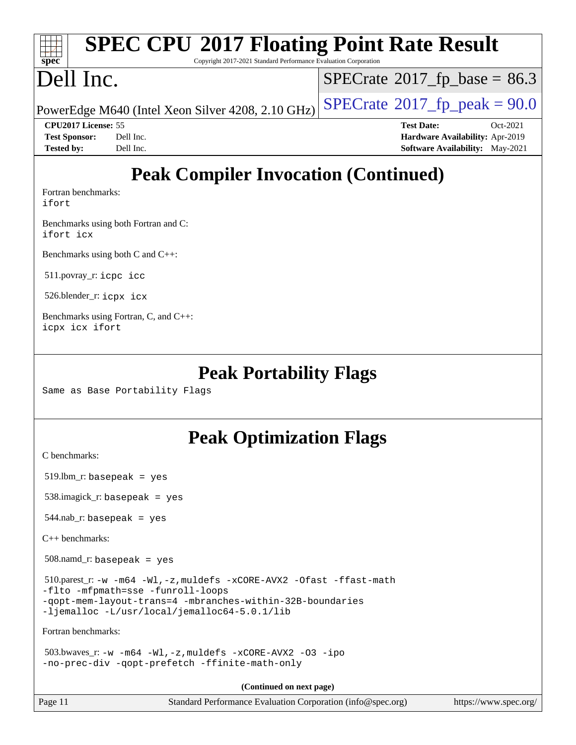## Peak Compiler Invocation (Continued)

Fortran benchmarks:
`ifort`

Benchmarks using both Fortran and C:
`ifort icx`

Benchmarks using both C and C++:

511.povray_r: `icpc icc`

526.blender_r: `icpx icx`

Benchmarks using Fortran, C, and C++:
`icpx icx ifort`

## Peak Portability Flags

Same as Base Portability Flags

## Peak Optimization Flags

C benchmarks:

519.lbm_r: `basepeak = yes`

538.imagick_r: `basepeak = yes`

544.nab_r: `basepeak = yes`

C++ benchmarks:

508.namd_r: `basepeak = yes`

510.parest_r: `-w -m64 -Wl,-z,muldefs -xCORE-AVX2 -Ofast -ffast-math -flto -mfpmath=sse -funroll-loops -qopt-mem-layout-trans=4 -mbranches-within-32B-boundaries -ljemalloc -L/usr/local/jemalloc64-5.0.1/lib`

Fortran benchmarks:

503.bwaves_r: `-w -m64 -Wl,-z,muldefs -xCORE-AVX2 -O3 -ipo -no-prec-div -qopt-prefetch -ffinite-math-only`

**(Continued on next page)**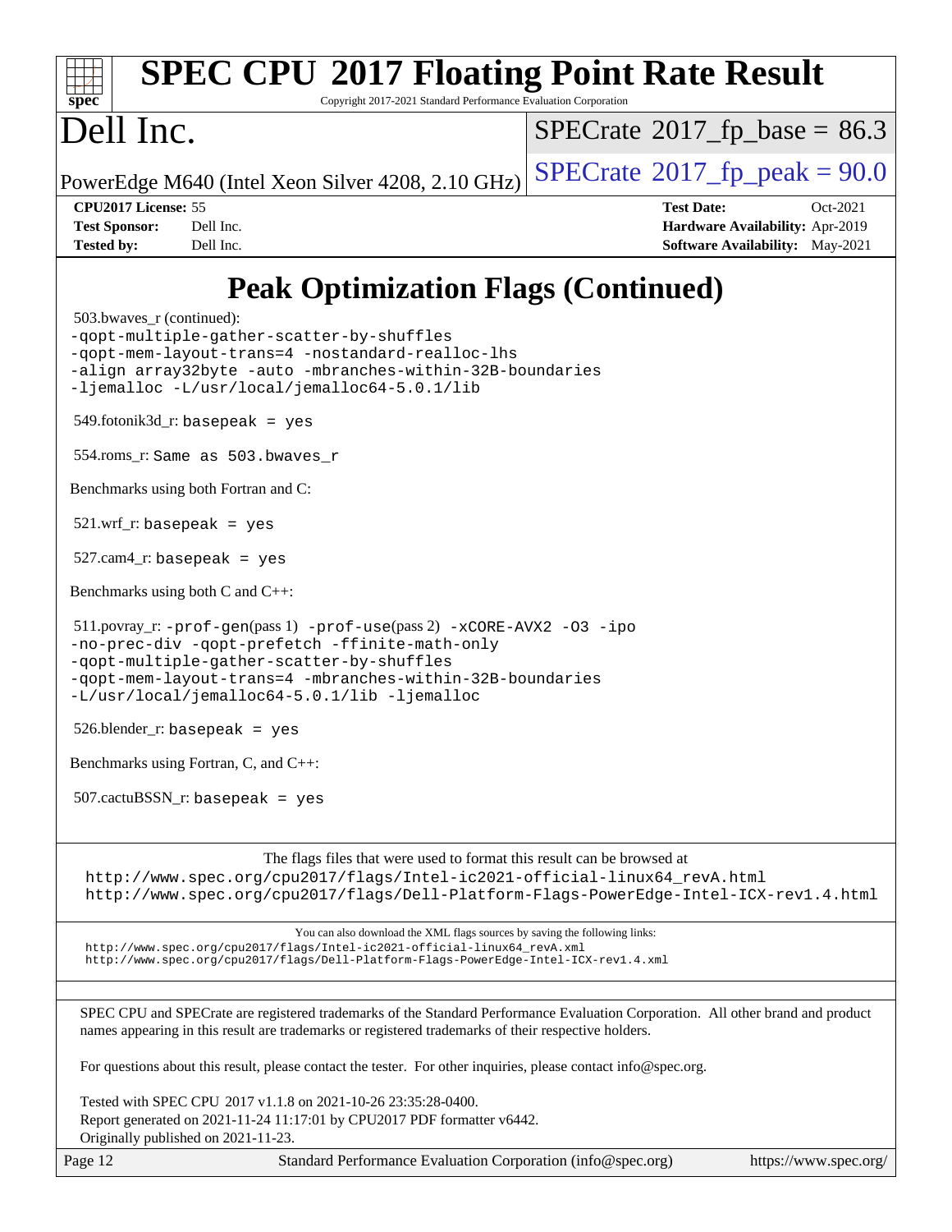# Peak Optimization Flags (Continued)

503.bwaves_r (continued):
-qopt-multiple-gather-scatter-by-shuffles
-qopt-mem-layout-trans=4 -nostandard-realloc-lhs
-align array32byte -auto -mbranches-within-32B-boundaries
-ljemalloc -L/usr/local/jemalloc64-5.0.1/lib

549.fotonik3d_r: basepeak = yes

554.roms_r: Same as 503.bwaves_r

Benchmarks using both Fortran and C:

521.wrf_r: basepeak = yes

527.cam4_r: basepeak = yes

Benchmarks using both C and C++:

511.povray_r: -prof-gen(pass 1) -prof-use(pass 2) -xCORE-AVX2 -O3 -ipo
-no-prec-div -qopt-prefetch -ffinite-math-only
-qopt-multiple-gather-scatter-by-shuffles
-qopt-mem-layout-trans=4 -mbranches-within-32B-boundaries
-L/usr/local/jemalloc64-5.0.1/lib -ljemalloc

526.blender_r: basepeak = yes

Benchmarks using Fortran, C, and C++:

507.cactuBSSN_r: basepeak = yes

The flags files that were used to format this result can be browsed at
http://www.spec.org/cpu2017/flags/Intel-ic2021-official-linux64_revA.html
http://www.spec.org/cpu2017/flags/Dell-Platform-Flags-PowerEdge-Intel-ICX-rev1.4.html

You can also download the XML flags sources by saving the following links:
http://www.spec.org/cpu2017/flags/Intel-ic2021-official-linux64_revA.xml
http://www.spec.org/cpu2017/flags/Dell-Platform-Flags-PowerEdge-Intel-ICX-rev1.4.xml

SPEC CPU and SPECrate are registered trademarks of the Standard Performance Evaluation Corporation. All other brand and product names appearing in this result are trademarks or registered trademarks of their respective holders.

For questions about this result, please contact the tester. For other inquiries, please contact info@spec.org.

Tested with SPEC CPU 2017 v1.1.8 on 2021-10-26 23:35:28-0400.
Report generated on 2021-11-24 11:17:01 by CPU2017 PDF formatter v6442.
Originally published on 2021-11-23.